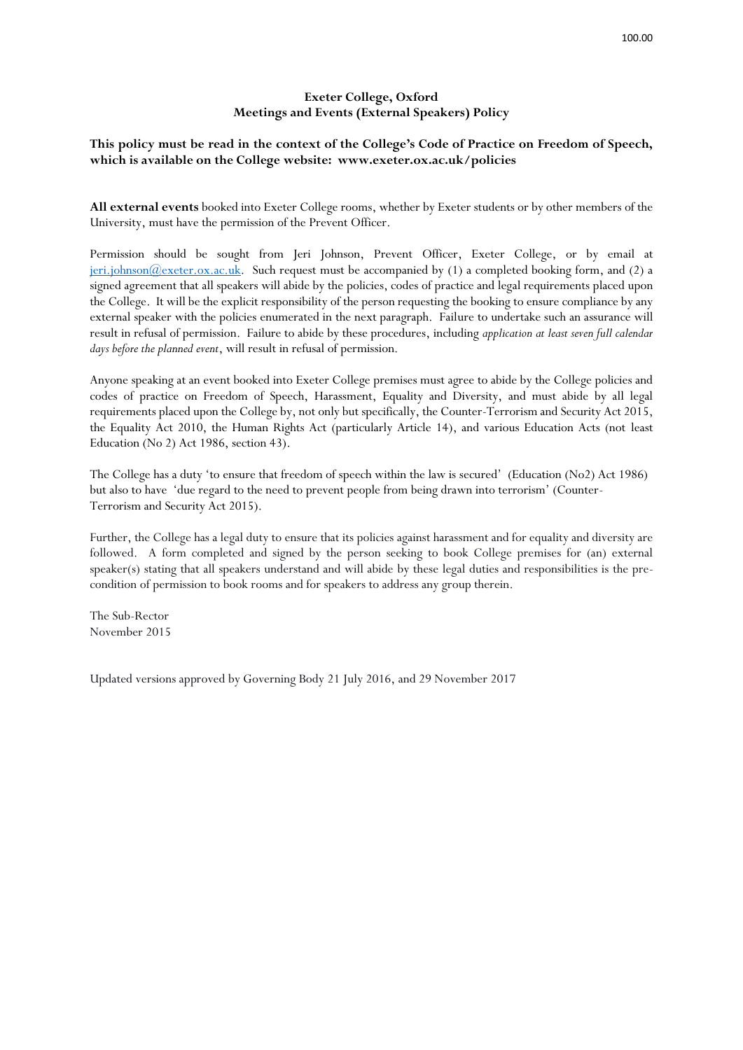# Exeter College, Oxford
## Meetings and Events (External Speakers) Policy

**This policy must be read in the context of the College's Code of Practice on Freedom of Speech, which is available on the College website: www.exeter.ox.ac.uk/policies**

**All external events** booked into Exeter College rooms, whether by Exeter students or by other members of the University, must have the permission of the Prevent Officer.

Permission should be sought from Jeri Johnson, Prevent Officer, Exeter College, or by email at jeri.johnson@exeter.ox.ac.uk. Such request must be accompanied by (1) a completed booking form, and (2) a signed agreement that all speakers will abide by the policies, codes of practice and legal requirements placed upon the College. It will be the explicit responsibility of the person requesting the booking to ensure compliance by any external speaker with the policies enumerated in the next paragraph. Failure to undertake such an assurance will result in refusal of permission. Failure to abide by these procedures, including *application at least seven full calendar days before the planned event*, will result in refusal of permission.

Anyone speaking at an event booked into Exeter College premises must agree to abide by the College policies and codes of practice on Freedom of Speech, Harassment, Equality and Diversity, and must abide by all legal requirements placed upon the College by, not only but specifically, the Counter-Terrorism and Security Act 2015, the Equality Act 2010, the Human Rights Act (particularly Article 14), and various Education Acts (not least Education (No 2) Act 1986, section 43).

The College has a duty 'to ensure that freedom of speech within the law is secured' (Education (No2) Act 1986) but also to have 'due regard to the need to prevent people from being drawn into terrorism' (Counter-Terrorism and Security Act 2015).

Further, the College has a legal duty to ensure that its policies against harassment and for equality and diversity are followed. A form completed and signed by the person seeking to book College premises for (an) external speaker(s) stating that all speakers understand and will abide by these legal duties and responsibilities is the pre-condition of permission to book rooms and for speakers to address any group therein.

The Sub-Rector
November 2015

Updated versions approved by Governing Body 21 July 2016, and 29 November 2017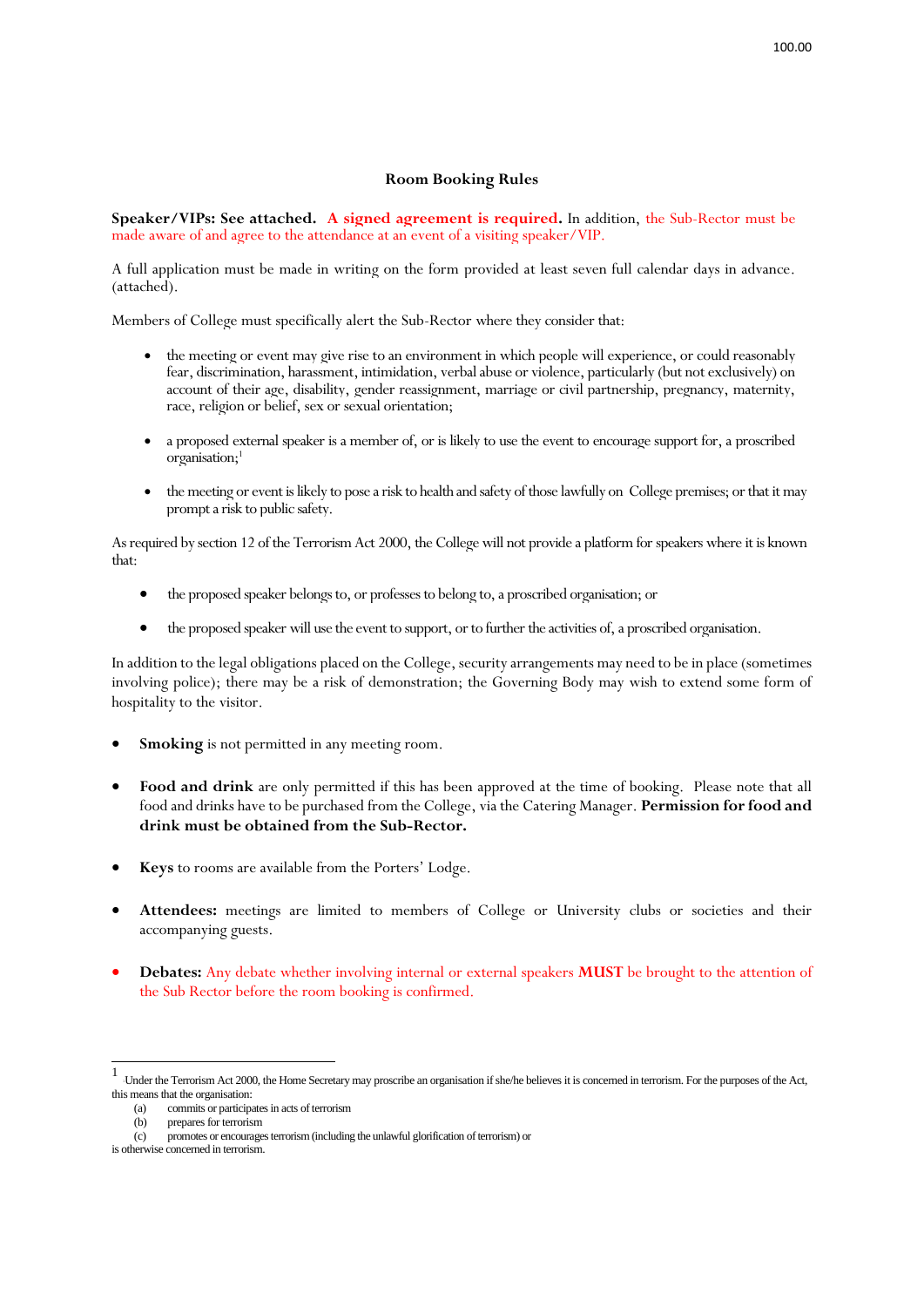## Room Booking Rules

**Speaker/VIPs: See attached. A signed agreement is required.** In addition, the Sub-Rector must be made aware of and agree to the attendance at an event of a visiting speaker/VIP.

A full application must be made in writing on the form provided at least seven full calendar days in advance. (attached).

Members of College must specifically alert the Sub-Rector where they consider that:

- the meeting or event may give rise to an environment in which people will experience, or could reasonably fear, discrimination, harassment, intimidation, verbal abuse or violence, particularly (but not exclusively) on account of their age, disability, gender reassignment, marriage or civil partnership, pregnancy, maternity, race, religion or belief, sex or sexual orientation;
- a proposed external speaker is a member of, or is likely to use the event to encourage support for, a proscribed organisation;[1]
- the meeting or event is likely to pose a risk to health and safety of those lawfully on College premises; or that it may prompt a risk to public safety.

As required by section 12 of the Terrorism Act 2000, the College will not provide a platform for speakers where it is known that:

- the proposed speaker belongs to, or professes to belong to, a proscribed organisation; or
- the proposed speaker will use the event to support, or to further the activities of, a proscribed organisation.

In addition to the legal obligations placed on the College, security arrangements may need to be in place (sometimes involving police); there may be a risk of demonstration; the Governing Body may wish to extend some form of hospitality to the visitor.

- **Smoking** is not permitted in any meeting room.
- **Food and drink** are only permitted if this has been approved at the time of booking. Please note that all food and drinks have to be purchased from the College, via the Catering Manager. **Permission for food and drink must be obtained from the Sub-Rector.**
- **Keys** to rooms are available from the Porters' Lodge.
- **Attendees:** meetings are limited to members of College or University clubs or societies and their accompanying guests.
- **Debates:** Any debate whether involving internal or external speakers **MUST** be brought to the attention of the Sub Rector before the room booking is confirmed.

---

[1] Under the Terrorism Act 2000, the Home Secretary may proscribe an organisation if she/he believes it is concerned in terrorism. For the purposes of the Act, this means that the organisation:

(a) commits or participates in acts of terrorism
(b) prepares for terrorism
(c) promotes or encourages terrorism (including the unlawful glorification of terrorism) or

is otherwise concerned in terrorism.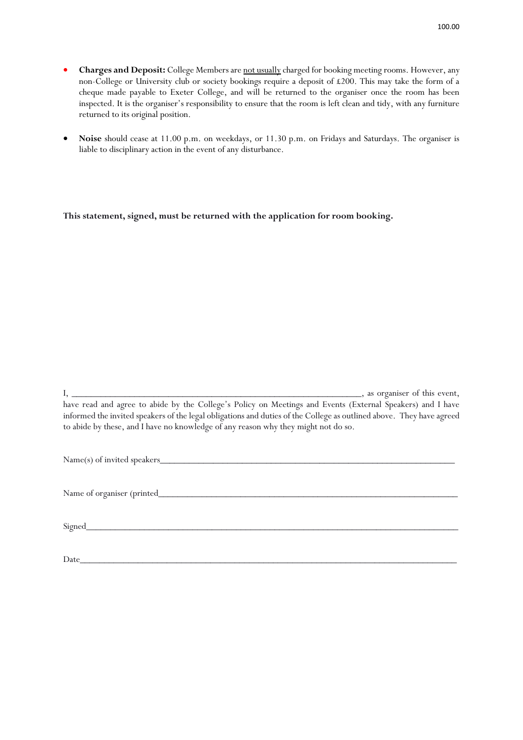- **Charges and Deposit:** College Members are not usually charged for booking meeting rooms. However, any non-College or University club or society bookings require a deposit of £200. This may take the form of a cheque made payable to Exeter College, and will be returned to the organiser once the room has been inspected. It is the organiser's responsibility to ensure that the room is left clean and tidy, with any furniture returned to its original position.

- **Noise** should cease at 11.00 p.m. on weekdays, or 11.30 p.m. on Fridays and Saturdays. The organiser is liable to disciplinary action in the event of any disturbance.

**This statement, signed, must be returned with the application for room booking.**

I, ______________________________________________________________, as organiser of this event, have read and agree to abide by the College's Policy on Meetings and Events (External Speakers) and I have informed the invited speakers of the legal obligations and duties of the College as outlined above. They have agreed to abide by these, and I have no knowledge of any reason why they might not do so.

Name(s) of invited speakers_______________________________________________________________

Name of organiser (printed_________________________________________________________________

Signed___________________________________________________________________________

Date____________________________________________________________________________